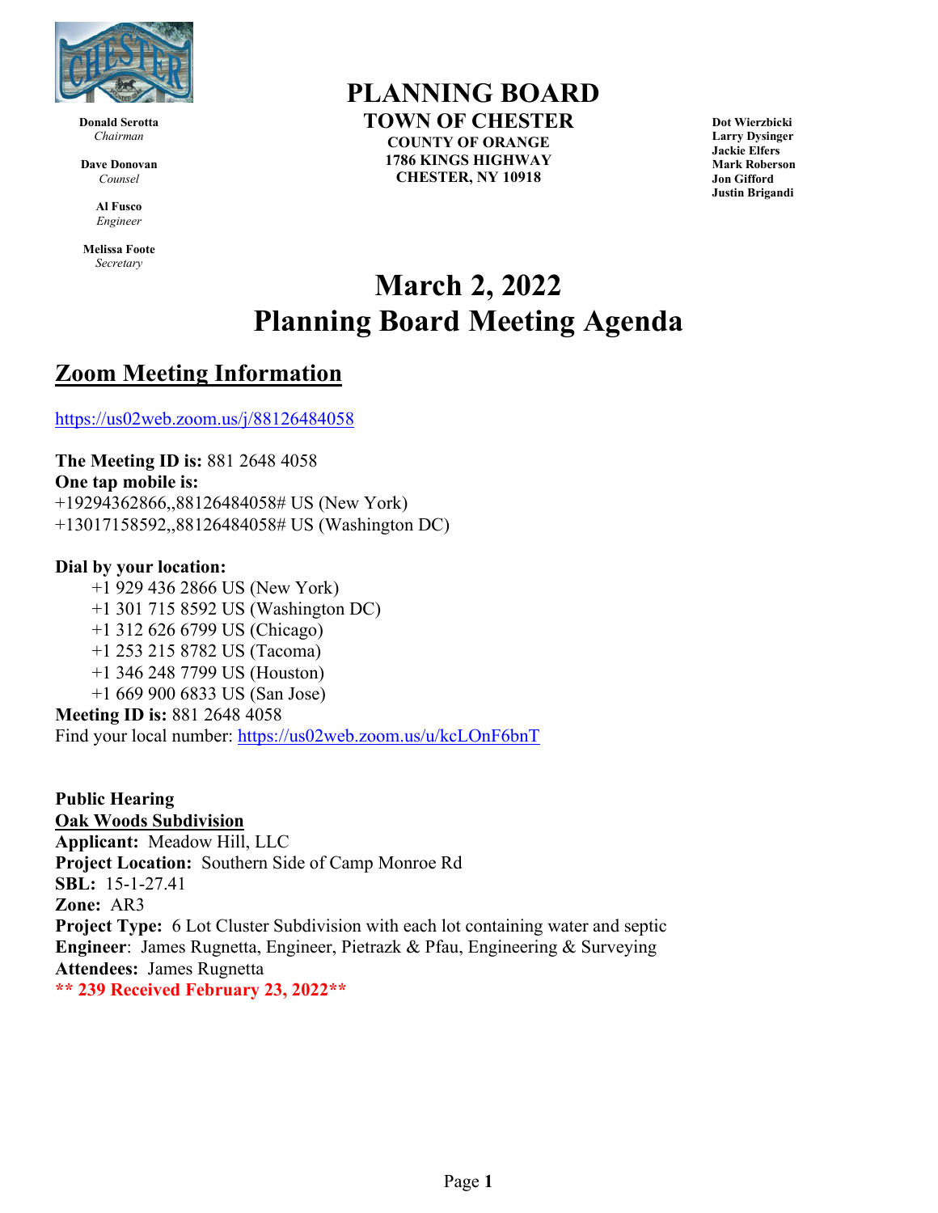**Donald Serotta**
*Chairman*

**Dave Donovan**
*Counsel*

**Al Fusco**
*Engineer*

**Melissa Foote**
*Secretary*

# PLANNING BOARD

## TOWN OF CHESTER

**COUNTY OF ORANGE**
**1786 KINGS HIGHWAY**
**CHESTER, NY 10918**

**Dot Wierzbicki**
**Larry Dysinger**
**Jackie Elfers**
**Mark Roberson**
**Jon Gifford**
**Justin Brigandi**

# March 2, 2022
# Planning Board Meeting Agenda

## Zoom Meeting Information

https://us02web.zoom.us/j/88126484058

**The Meeting ID is:** 881 2648 4058
**One tap mobile is:**
+19294362866,,88126484058# US (New York)
+13017158592,,88126484058# US (Washington DC)

**Dial by your location:**
+1 929 436 2866 US (New York)
+1 301 715 8592 US (Washington DC)
+1 312 626 6799 US (Chicago)
+1 253 215 8782 US (Tacoma)
+1 346 248 7799 US (Houston)
+1 669 900 6833 US (San Jose)
**Meeting ID is:** 881 2648 4058
Find your local number: https://us02web.zoom.us/u/kcLOnF6bnT

**Public Hearing**
**Oak Woods Subdivision**
**Applicant:** Meadow Hill, LLC
**Project Location:** Southern Side of Camp Monroe Rd
**SBL:** 15-1-27.41
**Zone:** AR3
**Project Type:** 6 Lot Cluster Subdivision with each lot containing water and septic
**Engineer**: James Rugnetta, Engineer, Pietrazk & Pfau, Engineering & Surveying
**Attendees:** James Rugnetta
**** 239 Received February 23, 2022****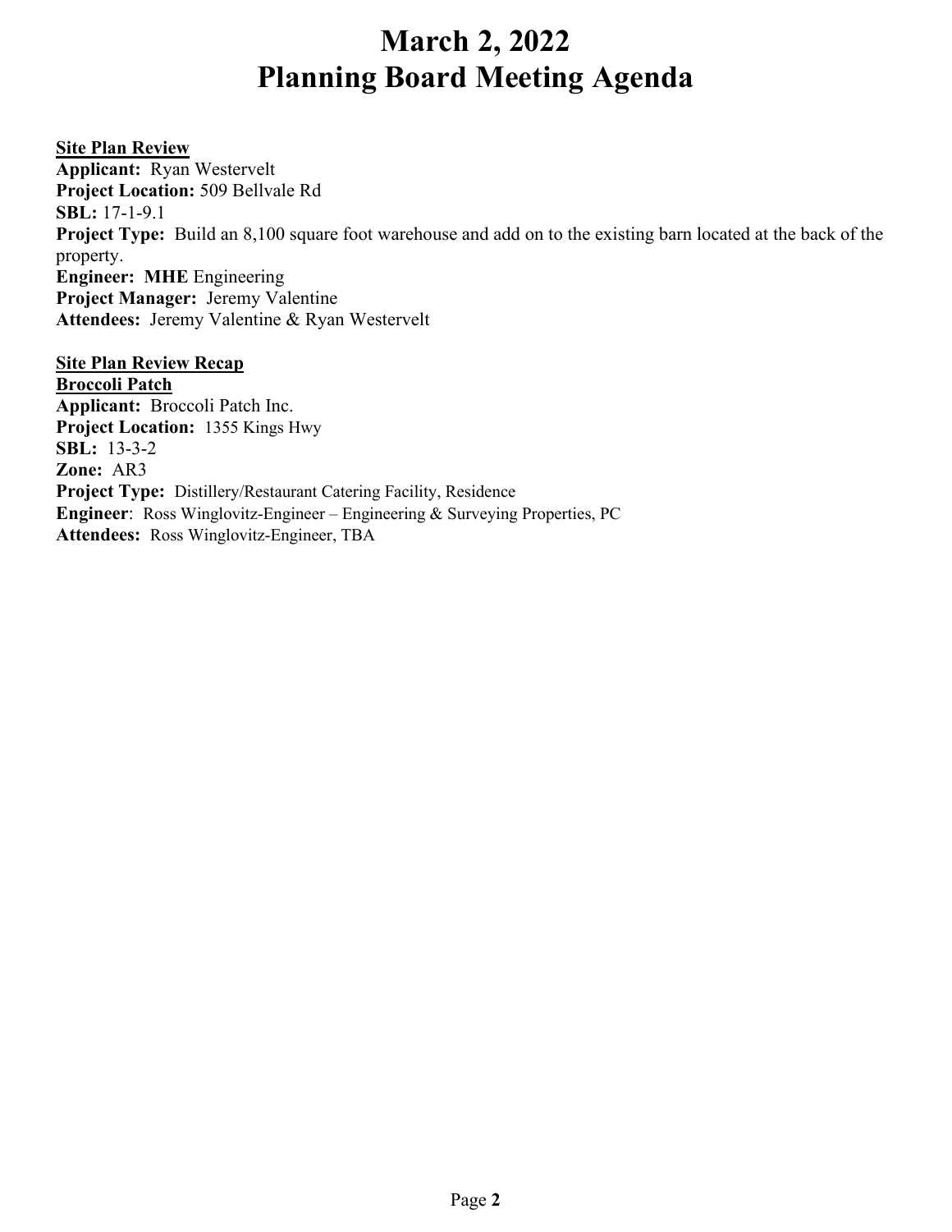# March 2, 2022
# Planning Board Meeting Agenda

**Site Plan Review**
**Applicant:** Ryan Westervelt
**Project Location:** 509 Bellvale Rd
**SBL:** 17-1-9.1
**Project Type:** Build an 8,100 square foot warehouse and add on to the existing barn located at the back of the property.
**Engineer: MHE** Engineering
**Project Manager:** Jeremy Valentine
**Attendees:** Jeremy Valentine & Ryan Westervelt

**Site Plan Review Recap**
**Broccoli Patch**
**Applicant:** Broccoli Patch Inc.
**Project Location:** 1355 Kings Hwy
**SBL:** 13-3-2
**Zone:** AR3
**Project Type:** Distillery/Restaurant Catering Facility, Residence
**Engineer**: Ross Winglovitz-Engineer – Engineering & Surveying Properties, PC
**Attendees:** Ross Winglovitz-Engineer, TBA